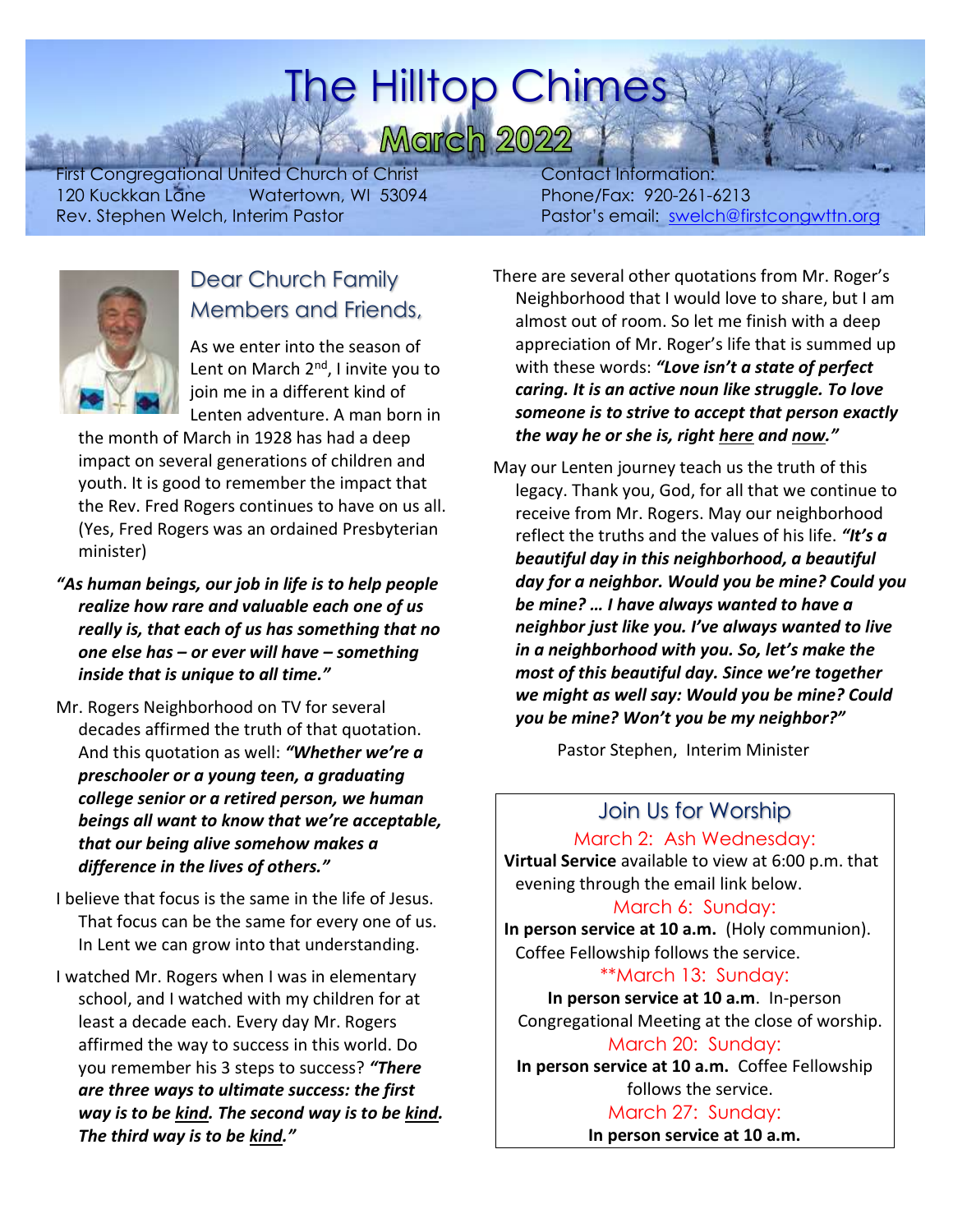# The Hilltop Chimes

## March 2022

First Congregational United Church of Christ
120 Kuckkan Lane Watertown, WI 53094
Rev. Stephen Welch, Interim Pastor

Contact Information:
Phone/Fax: 920-261-6213
Pastor's email: swelch@firstcongwttn.org

## Dear Church Family Members and Friends,

As we enter into the season of Lent on March 2nd, I invite you to join me in a different kind of Lenten adventure. A man born in the month of March in 1928 has had a deep impact on several generations of children and youth. It is good to remember the impact that the Rev. Fred Rogers continues to have on us all. (Yes, Fred Rogers was an ordained Presbyterian minister)

***"As human beings, our job in life is to help people realize how rare and valuable each one of us really is, that each of us has something that no one else has – or ever will have – something inside that is unique to all time."***

Mr. Rogers Neighborhood on TV for several decades affirmed the truth of that quotation. And this quotation as well: ***"Whether we're a preschooler or a young teen, a graduating college senior or a retired person, we human beings all want to know that we're acceptable, that our being alive somehow makes a difference in the lives of others."***

I believe that focus is the same in the life of Jesus. That focus can be the same for every one of us. In Lent we can grow into that understanding.

I watched Mr. Rogers when I was in elementary school, and I watched with my children for at least a decade each. Every day Mr. Rogers affirmed the way to success in this world. Do you remember his 3 steps to success? ***"There are three ways to ultimate success: the first way is to be kind. The second way is to be kind. The third way is to be kind."***

There are several other quotations from Mr. Roger's Neighborhood that I would love to share, but I am almost out of room. So let me finish with a deep appreciation of Mr. Roger's life that is summed up with these words: ***"Love isn't a state of perfect caring. It is an active noun like struggle. To love someone is to strive to accept that person exactly the way he or she is, right here and now."***

May our Lenten journey teach us the truth of this legacy. Thank you, God, for all that we continue to receive from Mr. Rogers. May our neighborhood reflect the truths and the values of his life. ***"It's a beautiful day in this neighborhood, a beautiful day for a neighbor. Would you be mine? Could you be mine? … I have always wanted to have a neighbor just like you. I've always wanted to live in a neighborhood with you. So, let's make the most of this beautiful day. Since we're together we might as well say: Would you be mine? Could you be mine? Won't you be my neighbor?"***

Pastor Stephen, Interim Minister

## Join Us for Worship

March 2: Ash Wednesday:
**Virtual Service** available to view at 6:00 p.m. that evening through the email link below.

March 6: Sunday:
**In person service at 10 a.m.** (Holy communion). Coffee Fellowship follows the service.

**March 13: Sunday:
**In person service at 10 a.m**. In-person Congregational Meeting at the close of worship.

March 20: Sunday:
**In person service at 10 a.m.** Coffee Fellowship follows the service.

March 27: Sunday:
**In person service at 10 a.m.**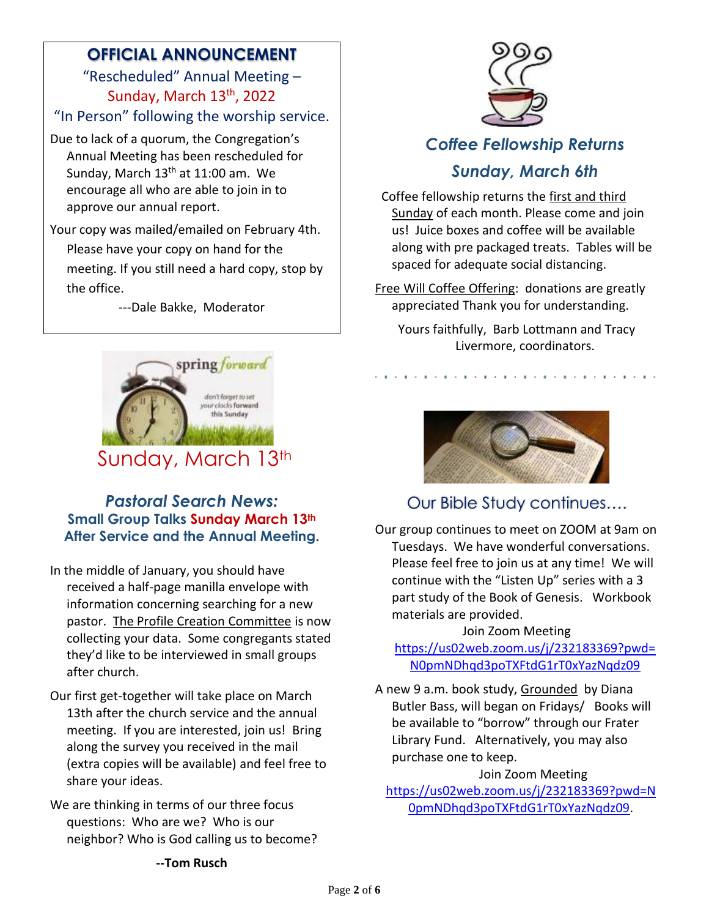## OFFICIAL ANNOUNCEMENT

“Rescheduled” Annual Meeting – Sunday, March 13th, 2022

“In Person” following the worship service.

Due to lack of a quorum, the Congregation’s Annual Meeting has been rescheduled for Sunday, March 13th at 11:00 am. We encourage all who are able to join in to approve our annual report.

Your copy was mailed/emailed on February 4th. Please have your copy on hand for the meeting. If you still need a hard copy, stop by the office.

---Dale Bakke, Moderator

spring forward

don't forget to set your clocks forward this Sunday

Sunday, March 13th

## *Pastoral Search News:*

### Small Group Talks Sunday March 13th After Service and the Annual Meeting.

In the middle of January, you should have received a half-page manilla envelope with information concerning searching for a new pastor. The Profile Creation Committee is now collecting your data. Some congregants stated they’d like to be interviewed in small groups after church.

Our first get-together will take place on March 13th after the church service and the annual meeting. If you are interested, join us! Bring along the survey you received in the mail (extra copies will be available) and feel free to share your ideas.

We are thinking in terms of our three focus questions: Who are we? Who is our neighbor? Who is God calling us to become?

**--Tom Rusch**

## *Coffee Fellowship Returns Sunday, March 6th*

Coffee fellowship returns the first and third Sunday of each month. Please come and join us! Juice boxes and coffee will be available along with pre packaged treats. Tables will be spaced for adequate social distancing.

Free Will Coffee Offering: donations are greatly appreciated Thank you for understanding.

Yours faithfully, Barb Lottmann and Tracy Livermore, coordinators.

## Our Bible Study continues….

Our group continues to meet on ZOOM at 9am on Tuesdays. We have wonderful conversations. Please feel free to join us at any time! We will continue with the “Listen Up” series with a 3 part study of the Book of Genesis. Workbook materials are provided.

Join Zoom Meeting
https://us02web.zoom.us/j/232183369?pwd=N0pmNDhqd3poTXFtdG1rT0xYazNqdz09

A new 9 a.m. book study, Grounded by Diana Butler Bass, will began on Fridays/ Books will be available to “borrow” through our Frater Library Fund. Alternatively, you may also purchase one to keep.

Join Zoom Meeting
https://us02web.zoom.us/j/232183369?pwd=N0pmNDhqd3poTXFtdG1rT0xYazNqdz09.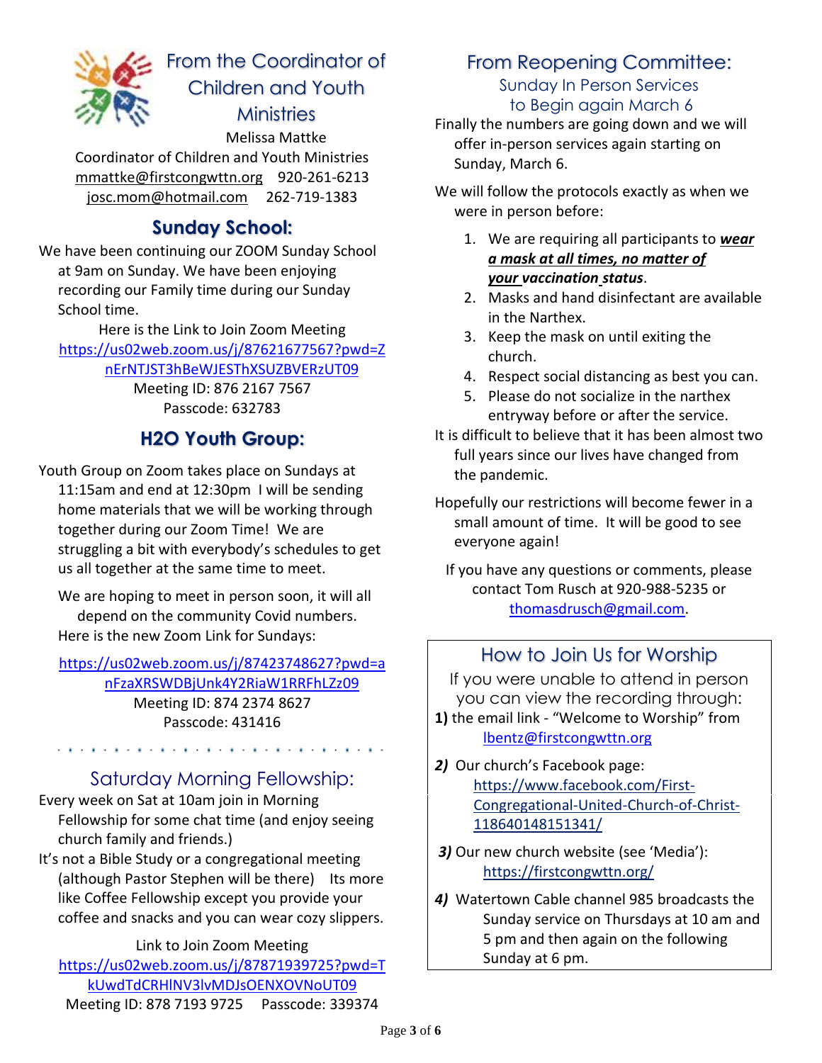## From the Coordinator of Children and Youth Ministries

Melissa Mattke
Coordinator of Children and Youth Ministries
mmattke@firstcongwttn.org 920-261-6213
josc.mom@hotmail.com 262-719-1383

### Sunday School:

We have been continuing our ZOOM Sunday School at 9am on Sunday. We have been enjoying recording our Family time during our Sunday School time.

Here is the Link to Join Zoom Meeting
https://us02web.zoom.us/j/87621677567?pwd=ZnErNTJST3hBeWJESThXSUZBVERzUT09
Meeting ID: 876 2167 7567
Passcode: 632783

### H2O Youth Group:

Youth Group on Zoom takes place on Sundays at 11:15am and end at 12:30pm I will be sending home materials that we will be working through together during our Zoom Time! We are struggling a bit with everybody's schedules to get us all together at the same time to meet.

We are hoping to meet in person soon, it will all depend on the community Covid numbers.
Here is the new Zoom Link for Sundays:

https://us02web.zoom.us/j/87423748627?pwd=anFzaXRSWDBjUnk4Y2RiaW1RRFhLZz09
Meeting ID: 874 2374 8627
Passcode: 431416

### Saturday Morning Fellowship:

Every week on Sat at 10am join in Morning Fellowship for some chat time (and enjoy seeing church family and friends.)
It's not a Bible Study or a congregational meeting (although Pastor Stephen will be there) Its more like Coffee Fellowship except you provide your coffee and snacks and you can wear cozy slippers.

Link to Join Zoom Meeting
https://us02web.zoom.us/j/87871939725?pwd=TkUwdTdCRHlNV3lvMDJsOENXOVNoUT09
Meeting ID: 878 7193 9725 Passcode: 339374

## From Reopening Committee:

### Sunday In Person Services to Begin again March 6

Finally the numbers are going down and we will offer in-person services again starting on Sunday, March 6.

We will follow the protocols exactly as when we were in person before:

1. We are requiring all participants to ***wear a mask at all times, no matter of your vaccination status***.
2. Masks and hand disinfectant are available in the Narthex.
3. Keep the mask on until exiting the church.
4. Respect social distancing as best you can.
5. Please do not socialize in the narthex entryway before or after the service.

It is difficult to believe that it has been almost two full years since our lives have changed from the pandemic.

Hopefully our restrictions will become fewer in a small amount of time. It will be good to see everyone again!

If you have any questions or comments, please contact Tom Rusch at 920-988-5235 or thomasdrusch@gmail.com.

## How to Join Us for Worship

If you were unable to attend in person you can view the recording through:

**1)** the email link - "Welcome to Worship" from lbentz@firstcongwttn.org

***2)*** Our church's Facebook page: https://www.facebook.com/First-Congregational-United-Church-of-Christ-118640148151341/

***3)*** Our new church website (see 'Media'): https://firstcongwttn.org/

***4)*** Watertown Cable channel 985 broadcasts the Sunday service on Thursdays at 10 am and 5 pm and then again on the following Sunday at 6 pm.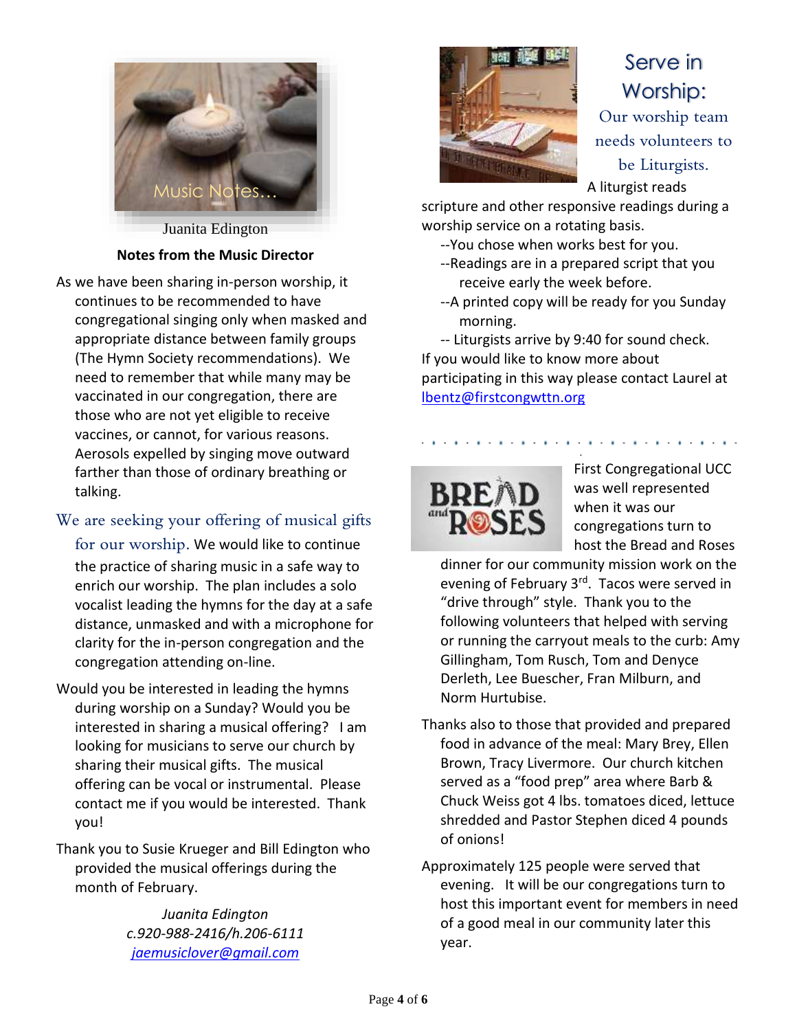Music Notes…

Juanita Edington

**Notes from the Music Director**

As we have been sharing in-person worship, it continues to be recommended to have congregational singing only when masked and appropriate distance between family groups (The Hymn Society recommendations). We need to remember that while many may be vaccinated in our congregation, there are those who are not yet eligible to receive vaccines, or cannot, for various reasons. Aerosols expelled by singing move outward farther than those of ordinary breathing or talking.

We are seeking your offering of musical gifts for our worship. We would like to continue the practice of sharing music in a safe way to enrich our worship. The plan includes a solo vocalist leading the hymns for the day at a safe distance, unmasked and with a microphone for clarity for the in-person congregation and the congregation attending on-line.

Would you be interested in leading the hymns during worship on a Sunday? Would you be interested in sharing a musical offering? I am looking for musicians to serve our church by sharing their musical gifts. The musical offering can be vocal or instrumental. Please contact me if you would be interested. Thank you!

Thank you to Susie Krueger and Bill Edington who provided the musical offerings during the month of February.

*Juanita Edington*
*c.920-988-2416/h.206-6111*
*jaemusiclover@gmail.com*

## Serve in Worship:

Our worship team needs volunteers to be Liturgists.

A liturgist reads scripture and other responsive readings during a worship service on a rotating basis.

--You chose when works best for you.
--Readings are in a prepared script that you receive early the week before.
--A printed copy will be ready for you Sunday morning.
-- Liturgists arrive by 9:40 for sound check.

If you would like to know more about participating in this way please contact Laurel at lbentz@firstcongwttn.org

BREAD and ROSES

First Congregational UCC was well represented when it was our congregations turn to host the Bread and Roses dinner for our community mission work on the evening of February 3rd. Tacos were served in "drive through" style. Thank you to the following volunteers that helped with serving or running the carryout meals to the curb: Amy Gillingham, Tom Rusch, Tom and Denyce Derleth, Lee Buescher, Fran Milburn, and Norm Hurtubise.

Thanks also to those that provided and prepared food in advance of the meal: Mary Brey, Ellen Brown, Tracy Livermore. Our church kitchen served as a "food prep" area where Barb & Chuck Weiss got 4 lbs. tomatoes diced, lettuce shredded and Pastor Stephen diced 4 pounds of onions!

Approximately 125 people were served that evening. It will be our congregations turn to host this important event for members in need of a good meal in our community later this year.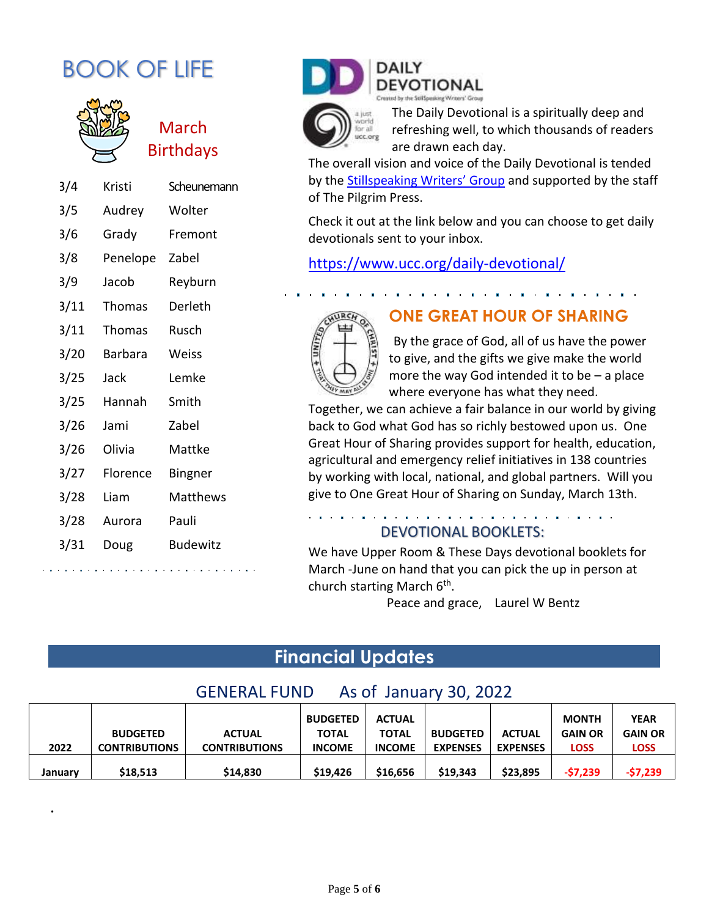# BOOK OF LIFE

## March Birthdays

| | | |
|---|---|---|
| 3/4 | Kristi | Scheunemann |
| 3/5 | Audrey | Wolter |
| 3/6 | Grady | Fremont |
| 3/8 | Penelope | Zabel |
| 3/9 | Jacob | Reyburn |
| 3/11 | Thomas | Derleth |
| 3/11 | Thomas | Rusch |
| 3/20 | Barbara | Weiss |
| 3/25 | Jack | Lemke |
| 3/25 | Hannah | Smith |
| 3/26 | Jami | Zabel |
| 3/26 | Olivia | Mattke |
| 3/27 | Florence | Bingner |
| 3/28 | Liam | Matthews |
| 3/28 | Aurora | Pauli |
| 3/31 | Doug | Budewitz |

## DAILY DEVOTIONAL

Created by the StillSpeaking Writers' Group

a just world for all ucc.org

The Daily Devotional is a spiritually deep and refreshing well, to which thousands of readers are drawn each day.

The overall vision and voice of the Daily Devotional is tended by the Stillspeaking Writers' Group and supported by the staff of The Pilgrim Press.

Check it out at the link below and you can choose to get daily devotionals sent to your inbox.

https://www.ucc.org/daily-devotional/

## ONE GREAT HOUR OF SHARING

By the grace of God, all of us have the power to give, and the gifts we give make the world more the way God intended it to be – a place where everyone has what they need.

Together, we can achieve a fair balance in our world by giving back to God what God has so richly bestowed upon us. One Great Hour of Sharing provides support for health, education, agricultural and emergency relief initiatives in 138 countries by working with local, national, and global partners. Will you give to One Great Hour of Sharing on Sunday, March 13th.

## DEVOTIONAL BOOKLETS:

We have Upper Room & These Days devotional booklets for March -June on hand that you can pick the up in person at church starting March 6th.

Peace and grace, Laurel W Bentz

# Financial Updates

## GENERAL FUND As of January 30, 2022

| 2022 | BUDGETED CONTRIBUTIONS | ACTUAL CONTRIBUTIONS | BUDGETED TOTAL INCOME | ACTUAL TOTAL INCOME | BUDGETED EXPENSES | ACTUAL EXPENSES | MONTH GAIN OR LOSS | YEAR GAIN OR LOSS |
|---|---|---|---|---|---|---|---|---|
| January | $18,513 | $14,830 | $19,426 | $16,656 | $19,343 | $23,895 | -$7,239 | -$7,239 |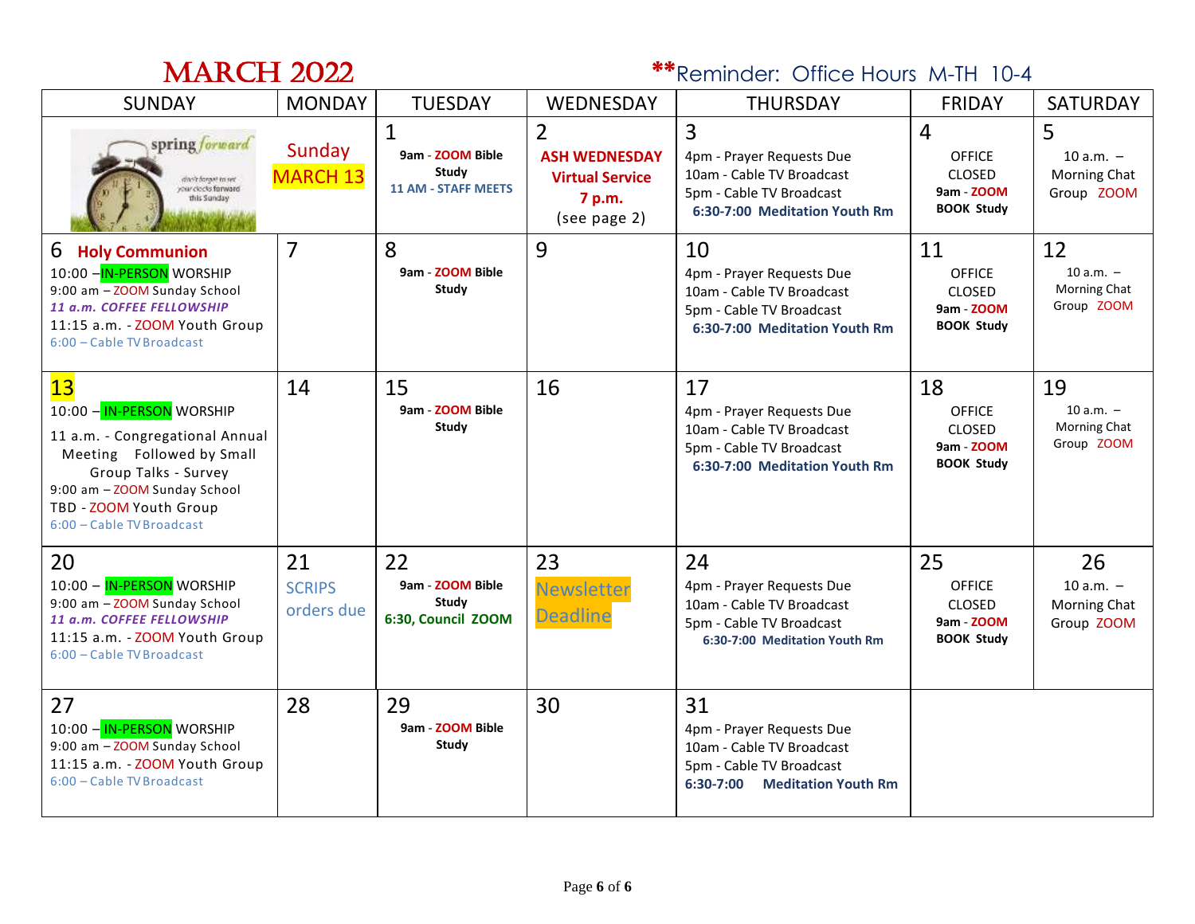# MARCH 2022

**Reminder: Office Hours M-TH 10-4

| SUNDAY | MONDAY | TUESDAY | WEDNESDAY | THURSDAY | FRIDAY | SATURDAY |
|---|---|---|---|---|---|---|
| spring forward don't forget to set your clocks forward this Sunday | Sunday MARCH 13 | 1 **9am - ZOOM Bible Study** **11 AM - STAFF MEETS** | 2 **ASH WEDNESDAY Virtual Service 7 p.m.** (see page 2) | 3 4pm - Prayer Requests Due 10am - Cable TV Broadcast 5pm - Cable TV Broadcast **6:30-7:00 Meditation Youth Rm** | 4 OFFICE CLOSED **9am - ZOOM BOOK Study** | 5 10 a.m. – Morning Chat Group ZOOM |
| 6 **Holy Communion** 10:00 – IN-PERSON WORSHIP 9:00 am – ZOOM Sunday School ***11 a.m. COFFEE FELLOWSHIP*** 11:15 a.m. - ZOOM Youth Group 6:00 – Cable TV Broadcast | 7 | 8 **9am - ZOOM Bible Study** | 9 | 10 4pm - Prayer Requests Due 10am - Cable TV Broadcast 5pm - Cable TV Broadcast **6:30-7:00 Meditation Youth Rm** | 11 OFFICE CLOSED **9am - ZOOM BOOK Study** | 12 10 a.m. – Morning Chat Group ZOOM |
| 13 10:00 – IN-PERSON WORSHIP 11 a.m. - Congregational Annual Meeting Followed by Small Group Talks - Survey 9:00 am – ZOOM Sunday School TBD - ZOOM Youth Group 6:00 – Cable TV Broadcast | 14 | 15 **9am - ZOOM Bible Study** | 16 | 17 4pm - Prayer Requests Due 10am - Cable TV Broadcast 5pm - Cable TV Broadcast **6:30-7:00 Meditation Youth Rm** | 18 OFFICE CLOSED **9am - ZOOM BOOK Study** | 19 10 a.m. – Morning Chat Group ZOOM |
| 20 10:00 – IN-PERSON WORSHIP 9:00 am – ZOOM Sunday School ***11 a.m. COFFEE FELLOWSHIP*** 11:15 a.m. - ZOOM Youth Group 6:00 – Cable TV Broadcast | 21 SCRIPS orders due | 22 **9am - ZOOM Bible Study** **6:30, Council ZOOM** | 23 Newsletter Deadline | 24 4pm - Prayer Requests Due 10am - Cable TV Broadcast 5pm - Cable TV Broadcast **6:30-7:00 Meditation Youth Rm** | 25 OFFICE CLOSED **9am - ZOOM BOOK Study** | 26 10 a.m. – Morning Chat Group ZOOM |
| 27 10:00 – IN-PERSON WORSHIP 9:00 am – ZOOM Sunday School 11:15 a.m. - ZOOM Youth Group 6:00 – Cable TV Broadcast | 28 | 29 **9am - ZOOM Bible Study** | 30 | 31 4pm - Prayer Requests Due 10am - Cable TV Broadcast 5pm - Cable TV Broadcast **6:30-7:00 Meditation Youth Rm** | | |